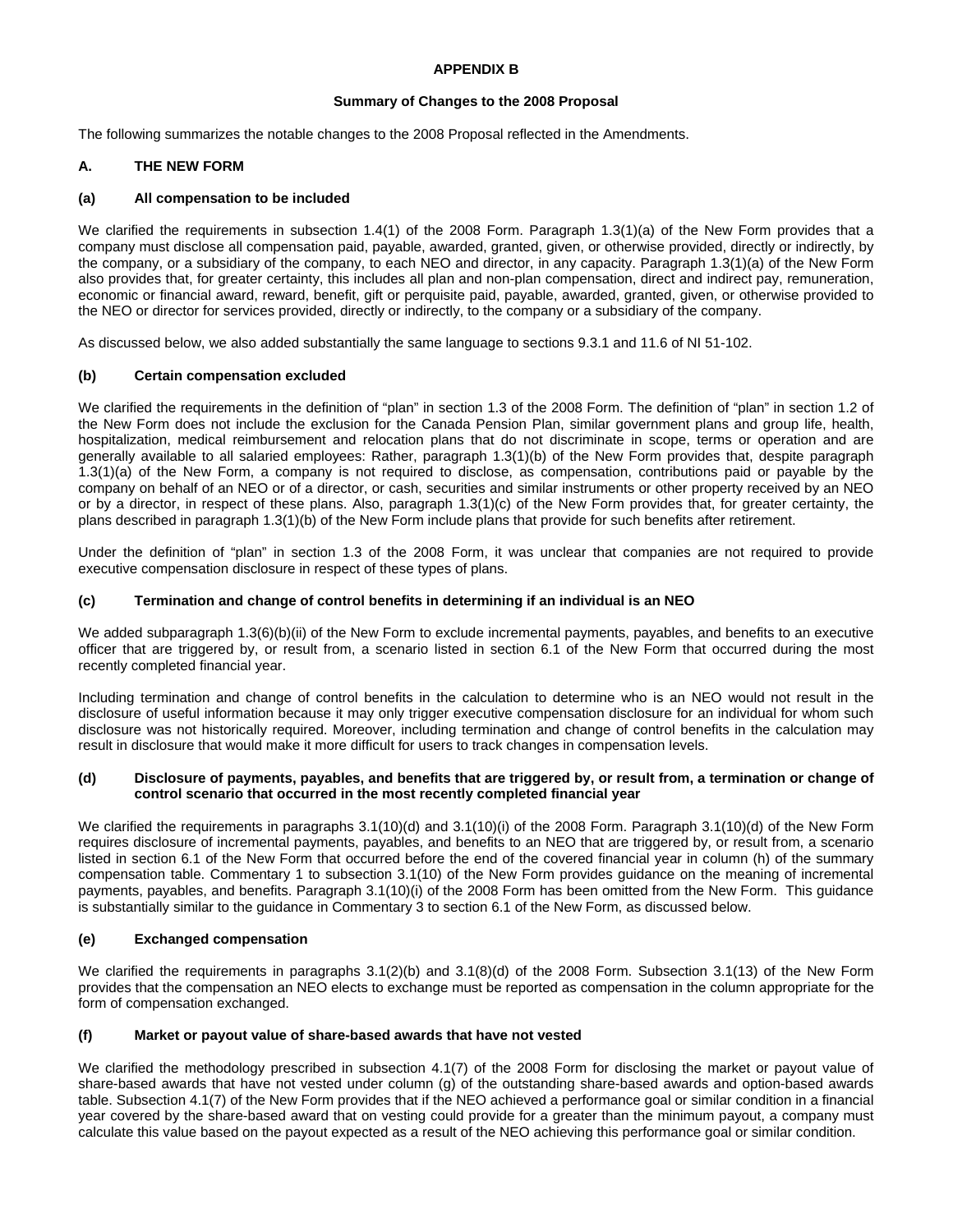# APPENDIX B

## Summary of Changes to the 2008 Proposal

The following summarizes the notable changes to the 2008 Proposal reflected in the Amendments.

## A. THE NEW FORM

### (a) All compensation to be included

We clarified the requirements in subsection 1.4(1) of the 2008 Form. Paragraph 1.3(1)(a) of the New Form provides that a company must disclose all compensation paid, payable, awarded, granted, given, or otherwise provided, directly or indirectly, by the company, or a subsidiary of the company, to each NEO and director, in any capacity. Paragraph 1.3(1)(a) of the New Form also provides that, for greater certainty, this includes all plan and non-plan compensation, direct and indirect pay, remuneration, economic or financial award, reward, benefit, gift or perquisite paid, payable, awarded, granted, given, or otherwise provided to the NEO or director for services provided, directly or indirectly, to the company or a subsidiary of the company.

As discussed below, we also added substantially the same language to sections 9.3.1 and 11.6 of NI 51-102.

### (b) Certain compensation excluded

We clarified the requirements in the definition of "plan" in section 1.3 of the 2008 Form. The definition of "plan" in section 1.2 of the New Form does not include the exclusion for the Canada Pension Plan, similar government plans and group life, health, hospitalization, medical reimbursement and relocation plans that do not discriminate in scope, terms or operation and are generally available to all salaried employees: Rather, paragraph 1.3(1)(b) of the New Form provides that, despite paragraph 1.3(1)(a) of the New Form, a company is not required to disclose, as compensation, contributions paid or payable by the company on behalf of an NEO or of a director, or cash, securities and similar instruments or other property received by an NEO or by a director, in respect of these plans. Also, paragraph 1.3(1)(c) of the New Form provides that, for greater certainty, the plans described in paragraph 1.3(1)(b) of the New Form include plans that provide for such benefits after retirement.

Under the definition of "plan" in section 1.3 of the 2008 Form, it was unclear that companies are not required to provide executive compensation disclosure in respect of these types of plans.

### (c) Termination and change of control benefits in determining if an individual is an NEO

We added subparagraph 1.3(6)(b)(ii) of the New Form to exclude incremental payments, payables, and benefits to an executive officer that are triggered by, or result from, a scenario listed in section 6.1 of the New Form that occurred during the most recently completed financial year.

Including termination and change of control benefits in the calculation to determine who is an NEO would not result in the disclosure of useful information because it may only trigger executive compensation disclosure for an individual for whom such disclosure was not historically required. Moreover, including termination and change of control benefits in the calculation may result in disclosure that would make it more difficult for users to track changes in compensation levels.

### (d) Disclosure of payments, payables, and benefits that are triggered by, or result from, a termination or change of control scenario that occurred in the most recently completed financial year

We clarified the requirements in paragraphs 3.1(10)(d) and 3.1(10)(i) of the 2008 Form. Paragraph 3.1(10)(d) of the New Form requires disclosure of incremental payments, payables, and benefits to an NEO that are triggered by, or result from, a scenario listed in section 6.1 of the New Form that occurred before the end of the covered financial year in column (h) of the summary compensation table. Commentary 1 to subsection 3.1(10) of the New Form provides guidance on the meaning of incremental payments, payables, and benefits. Paragraph 3.1(10)(i) of the 2008 Form has been omitted from the New Form. This guidance is substantially similar to the guidance in Commentary 3 to section 6.1 of the New Form, as discussed below.

### (e) Exchanged compensation

We clarified the requirements in paragraphs 3.1(2)(b) and 3.1(8)(d) of the 2008 Form. Subsection 3.1(13) of the New Form provides that the compensation an NEO elects to exchange must be reported as compensation in the column appropriate for the form of compensation exchanged.

### (f) Market or payout value of share-based awards that have not vested

We clarified the methodology prescribed in subsection 4.1(7) of the 2008 Form for disclosing the market or payout value of share-based awards that have not vested under column (g) of the outstanding share-based awards and option-based awards table. Subsection 4.1(7) of the New Form provides that if the NEO achieved a performance goal or similar condition in a financial year covered by the share-based award that on vesting could provide for a greater than the minimum payout, a company must calculate this value based on the payout expected as a result of the NEO achieving this performance goal or similar condition.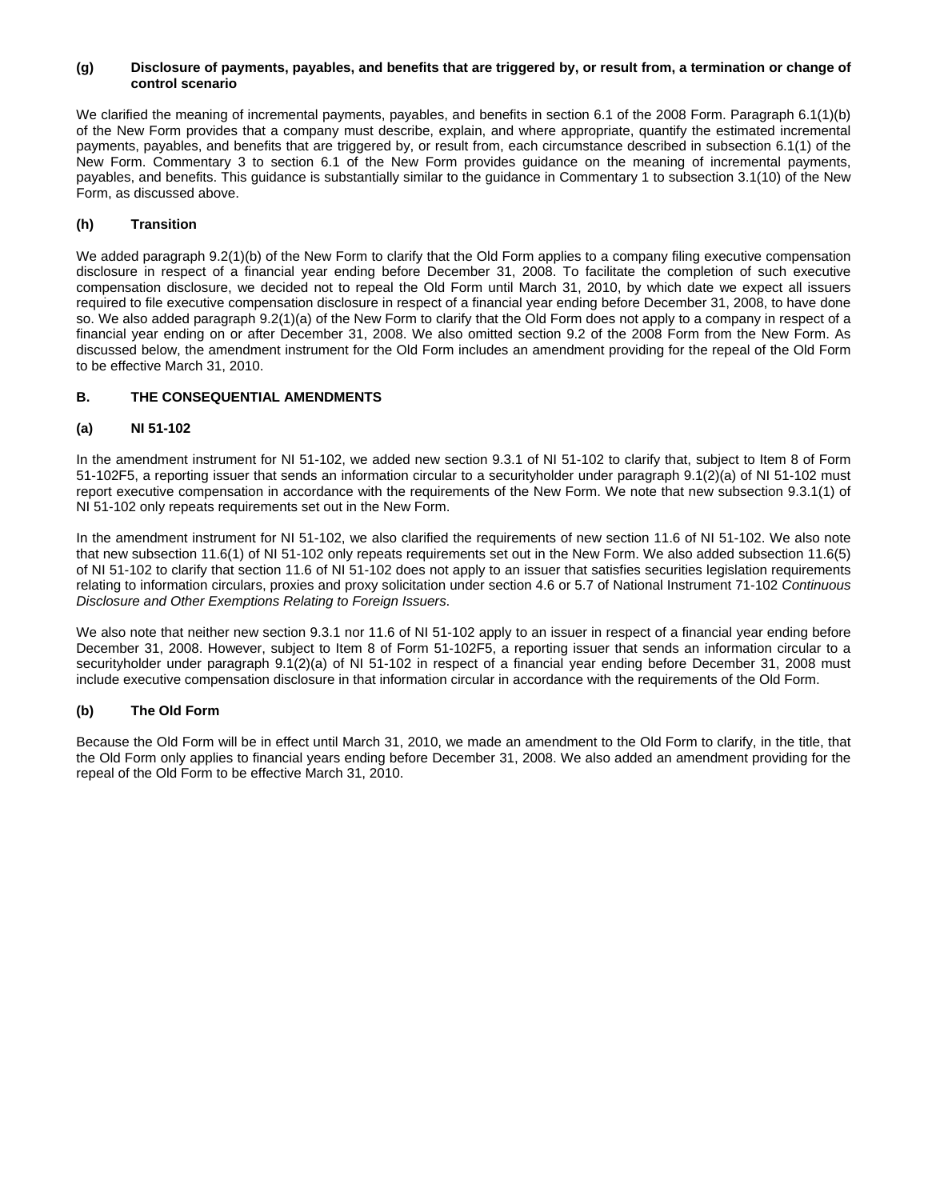#### (g) Disclosure of payments, payables, and benefits that are triggered by, or result from, a termination or change of control scenario

We clarified the meaning of incremental payments, payables, and benefits in section 6.1 of the 2008 Form. Paragraph 6.1(1)(b) of the New Form provides that a company must describe, explain, and where appropriate, quantify the estimated incremental payments, payables, and benefits that are triggered by, or result from, each circumstance described in subsection 6.1(1) of the New Form. Commentary 3 to section 6.1 of the New Form provides guidance on the meaning of incremental payments, payables, and benefits. This guidance is substantially similar to the guidance in Commentary 1 to subsection 3.1(10) of the New Form, as discussed above.

#### (h) Transition

We added paragraph 9.2(1)(b) of the New Form to clarify that the Old Form applies to a company filing executive compensation disclosure in respect of a financial year ending before December 31, 2008. To facilitate the completion of such executive compensation disclosure, we decided not to repeal the Old Form until March 31, 2010, by which date we expect all issuers required to file executive compensation disclosure in respect of a financial year ending before December 31, 2008, to have done so. We also added paragraph 9.2(1)(a) of the New Form to clarify that the Old Form does not apply to a company in respect of a financial year ending on or after December 31, 2008. We also omitted section 9.2 of the 2008 Form from the New Form. As discussed below, the amendment instrument for the Old Form includes an amendment providing for the repeal of the Old Form to be effective March 31, 2010.

### B. THE CONSEQUENTIAL AMENDMENTS

#### (a) NI 51-102

In the amendment instrument for NI 51-102, we added new section 9.3.1 of NI 51-102 to clarify that, subject to Item 8 of Form 51-102F5, a reporting issuer that sends an information circular to a securityholder under paragraph 9.1(2)(a) of NI 51-102 must report executive compensation in accordance with the requirements of the New Form. We note that new subsection 9.3.1(1) of NI 51-102 only repeats requirements set out in the New Form.

In the amendment instrument for NI 51-102, we also clarified the requirements of new section 11.6 of NI 51-102. We also note that new subsection 11.6(1) of NI 51-102 only repeats requirements set out in the New Form. We also added subsection 11.6(5) of NI 51-102 to clarify that section 11.6 of NI 51-102 does not apply to an issuer that satisfies securities legislation requirements relating to information circulars, proxies and proxy solicitation under section 4.6 or 5.7 of National Instrument 71-102 *Continuous Disclosure and Other Exemptions Relating to Foreign Issuers*.

We also note that neither new section 9.3.1 nor 11.6 of NI 51-102 apply to an issuer in respect of a financial year ending before December 31, 2008. However, subject to Item 8 of Form 51-102F5, a reporting issuer that sends an information circular to a securityholder under paragraph 9.1(2)(a) of NI 51-102 in respect of a financial year ending before December 31, 2008 must include executive compensation disclosure in that information circular in accordance with the requirements of the Old Form.

#### (b) The Old Form

Because the Old Form will be in effect until March 31, 2010, we made an amendment to the Old Form to clarify, in the title, that the Old Form only applies to financial years ending before December 31, 2008. We also added an amendment providing for the repeal of the Old Form to be effective March 31, 2010.